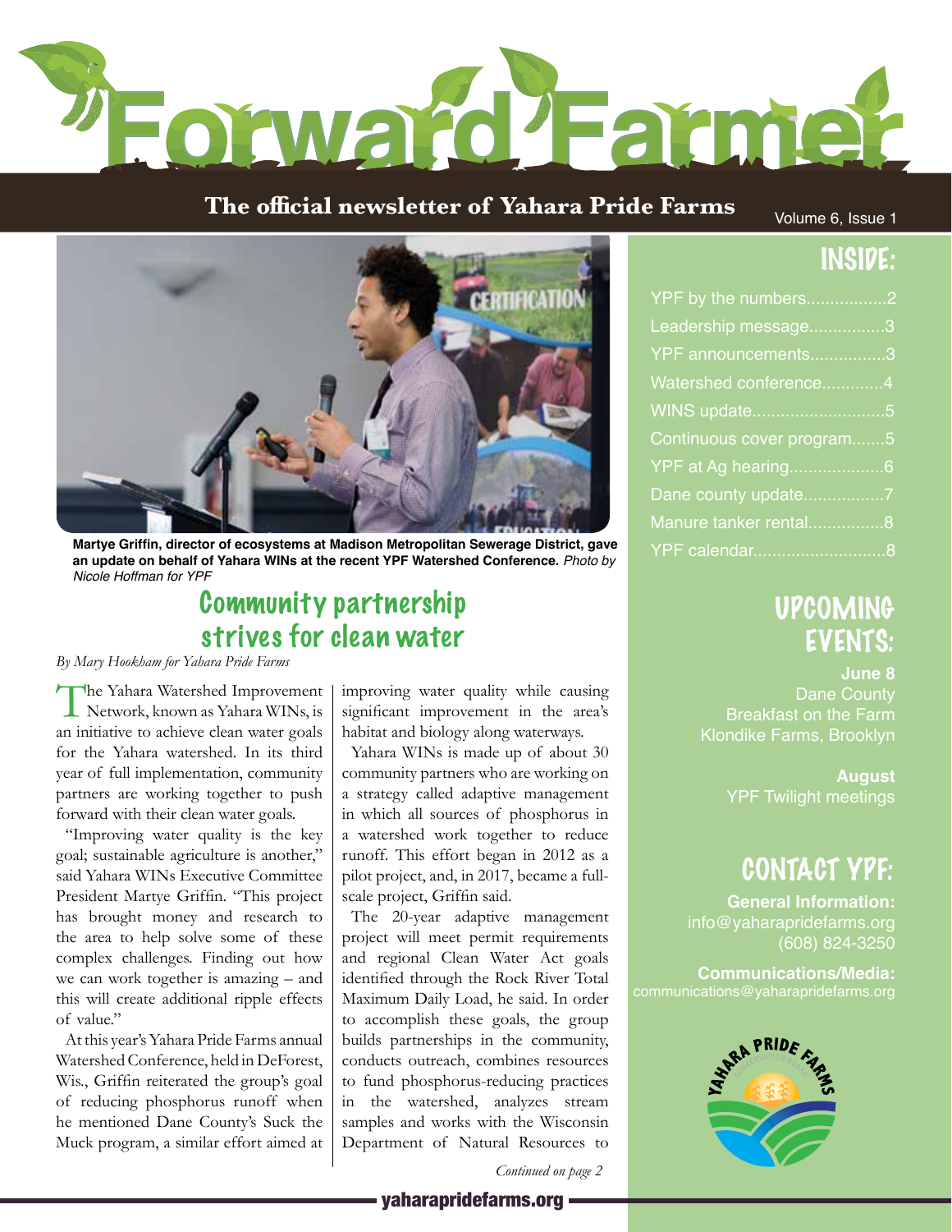# Forward Farmer

**The official newsletter of Yahara Pride Farms**

Martye Griffin, director of ecosystems at Madison Metropolitan Sewerage District, gave an update on behalf of Yahara WINs at the recent YPF Watershed Conference. *Photo by Nicole Hoffman for YPF*

## Community partnership strives for clean water

*By Mary Hookham for Yahara Pride Farms*

The Yahara Watershed Improvement Network, known as Yahara WINs, is an initiative to achieve clean water goals for the Yahara watershed. In its third year of full implementation, community partners are working together to push forward with their clean water goals.

"Improving water quality is the key goal; sustainable agriculture is another," said Yahara WINs Executive Committee President Martye Griffin. "This project has brought money and research to the area to help solve some of these complex challenges. Finding out how we can work together is amazing – and this will create additional ripple effects of value."

At this year's Yahara Pride Farms annual Watershed Conference, held in DeForest, Wis., Griffin reiterated the group's goal of reducing phosphorus runoff when he mentioned Dane County's Suck the Muck program, a similar effort aimed at improving water quality while causing significant improvement in the area's habitat and biology along waterways.

Yahara WINs is made up of about 30 community partners who are working on a strategy called adaptive management in which all sources of phosphorus in a watershed work together to reduce runoff. This effort began in 2012 as a pilot project, and, in 2017, became a full-scale project, Griffin said.

The 20-year adaptive management project will meet permit requirements and regional Clean Water Act goals identified through the Rock River Total Maximum Daily Load, he said. In order to accomplish these goals, the group builds partnerships in the community, conducts outreach, combines resources to fund phosphorus-reducing practices in the watershed, analyzes stream samples and works with the Wisconsin Department of Natural Resources to

*Continued on page 2*

## INSIDE:

- YPF by the numbers.................2
- Leadership message................3
- YPF announcements................3
- Watershed conference.............4
- WINS update............................5
- Continuous cover program.......5
- YPF at Ag hearing....................6
- Dane county update.................7
- Manure tanker rental................8
- YPF calendar............................8

## UPCOMING EVENTS:

**June 8**
Dane County
Breakfast on the Farm
Klondike Farms, Brooklyn

**August**
YPF Twilight meetings

## CONTACT YPF:

**General Information:**
info@yaharapridefarms.org
(608) 824-3250

**Communications/Media:**
communications@yaharapridefarms.org

yaharapridefarms.org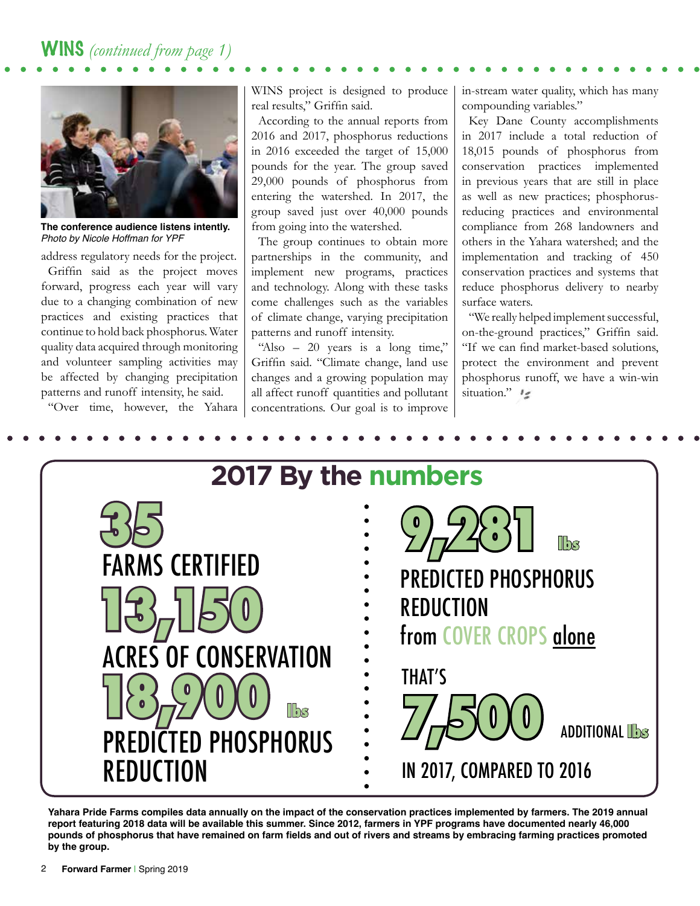## WINS *(continued from page 1)*

**The conference audience listens intently.**
*Photo by Nicole Hoffman for YPF*

address regulatory needs for the project.

Griffin said as the project moves forward, progress each year will vary due to a changing combination of new practices and existing practices that continue to hold back phosphorus. Water quality data acquired through monitoring and volunteer sampling activities may be affected by changing precipitation patterns and runoff intensity, he said.

"Over time, however, the Yahara WINS project is designed to produce real results," Griffin said.

According to the annual reports from 2016 and 2017, phosphorus reductions in 2016 exceeded the target of 15,000 pounds for the year. The group saved 29,000 pounds of phosphorus from entering the watershed. In 2017, the group saved just over 40,000 pounds from going into the watershed.

The group continues to obtain more partnerships in the community, and implement new programs, practices and technology. Along with these tasks come challenges such as the variables of climate change, varying precipitation patterns and runoff intensity.

"Also – 20 years is a long time," Griffin said. "Climate change, land use changes and a growing population may all affect runoff quantities and pollutant concentrations. Our goal is to improve in-stream water quality, which has many compounding variables."

Key Dane County accomplishments in 2017 include a total reduction of 18,015 pounds of phosphorus from conservation practices implemented in previous years that are still in place as well as new practices; phosphorus-reducing practices and environmental compliance from 268 landowners and others in the Yahara watershed; and the implementation and tracking of 450 conservation practices and systems that reduce phosphorus delivery to nearby surface waters.

"We really helped implement successful, on-the-ground practices," Griffin said. "If we can find market-based solutions, protect the environment and prevent phosphorus runoff, we have a win-win situation."

## 2017 By the numbers

**35** FARMS CERTIFIED

**13,150** ACRES OF CONSERVATION

**18,900 lbs** PREDICTED PHOSPHORUS REDUCTION

**9,281 lbs** PREDICTED PHOSPHORUS REDUCTION from COVER CROPS alone

THAT'S **7,500** ADDITIONAL **lbs** IN 2017, COMPARED TO 2016

**Yahara Pride Farms compiles data annually on the impact of the conservation practices implemented by farmers. The 2019 annual report featuring 2018 data will be available this summer. Since 2012, farmers in YPF programs have documented nearly 46,000 pounds of phosphorus that have remained on farm fields and out of rivers and streams by embracing farming practices promoted by the group.**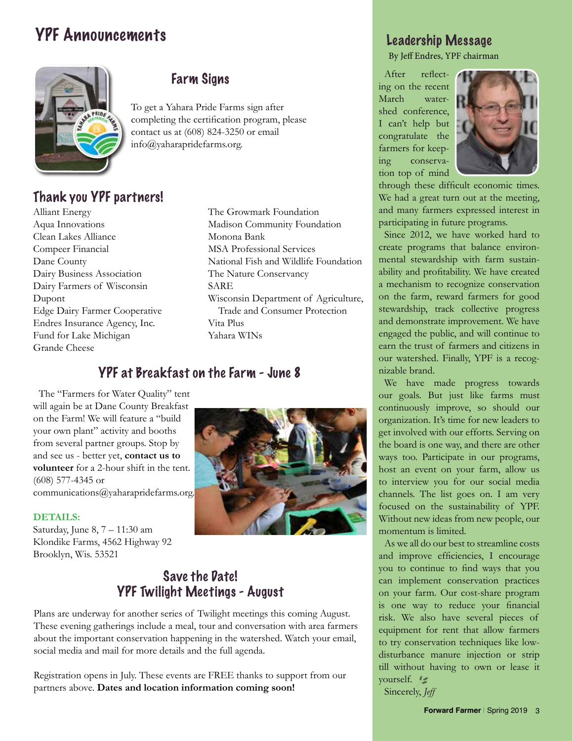# YPF Announcements

## Farm Signs

To get a Yahara Pride Farms sign after completing the certification program, please contact us at (608) 824-3250 or email info@yaharapridefarms.org.

## Thank you YPF partners!

Alliant Energy
Aqua Innovations
Clean Lakes Alliance
Compeer Financial
Dane County
Dairy Business Association
Dairy Farmers of Wisconsin
Dupont
Edge Dairy Farmer Cooperative
Endres Insurance Agency, Inc.
Fund for Lake Michigan
Grande Cheese
The Growmark Foundation
Madison Community Foundation
Monona Bank
MSA Professional Services
National Fish and Wildlife Foundation
The Nature Conservancy
SARE
Wisconsin Department of Agriculture, Trade and Consumer Protection
Vita Plus
Yahara WINs

## YPF at Breakfast on the Farm - June 8

The "Farmers for Water Quality" tent will again be at Dane County Breakfast on the Farm! We will feature a "build your own plant" activity and booths from several partner groups. Stop by and see us - better yet, **contact us to volunteer** for a 2-hour shift in the tent. (608) 577-4345 or communications@yaharapridefarms.org.

**DETAILS:**
Saturday, June 8, 7 – 11:30 am
Klondike Farms, 4562 Highway 92
Brooklyn, Wis. 53521

## Save the Date!
## YPF Twilight Meetings - August

Plans are underway for another series of Twilight meetings this coming August. These evening gatherings include a meal, tour and conversation with area farmers about the important conservation happening in the watershed. Watch your email, social media and mail for more details and the full agenda.

Registration opens in July. These events are FREE thanks to support from our partners above. **Dates and location information coming soon!**

## Leadership Message

By Jeff Endres, YPF chairman

After reflecting on the recent March watershed conference, I can't help but congratulate the farmers for keeping conservation top of mind through these difficult economic times. We had a great turn out at the meeting, and many farmers expressed interest in participating in future programs.

Since 2012, we have worked hard to create programs that balance environmental stewardship with farm sustainability and profitability. We have created a mechanism to recognize conservation on the farm, reward farmers for good stewardship, track collective progress and demonstrate improvement. We have engaged the public, and will continue to earn the trust of farmers and citizens in our watershed. Finally, YPF is a recognizable brand.

We have made progress towards our goals. But just like farms must continuously improve, so should our organization. It's time for new leaders to get involved with our efforts. Serving on the board is one way, and there are other ways too. Participate in our programs, host an event on your farm, allow us to interview you for our social media channels. The list goes on. I am very focused on the sustainability of YPF. Without new ideas from new people, our momentum is limited.

As we all do our best to streamline costs and improve efficiencies, I encourage you to continue to find ways that you can implement conservation practices on your farm. Our cost-share program is one way to reduce your financial risk. We also have several pieces of equipment for rent that allow farmers to try conservation techniques like low-disturbance manure injection or strip till without having to own or lease it yourself.

Sincerely, *Jeff*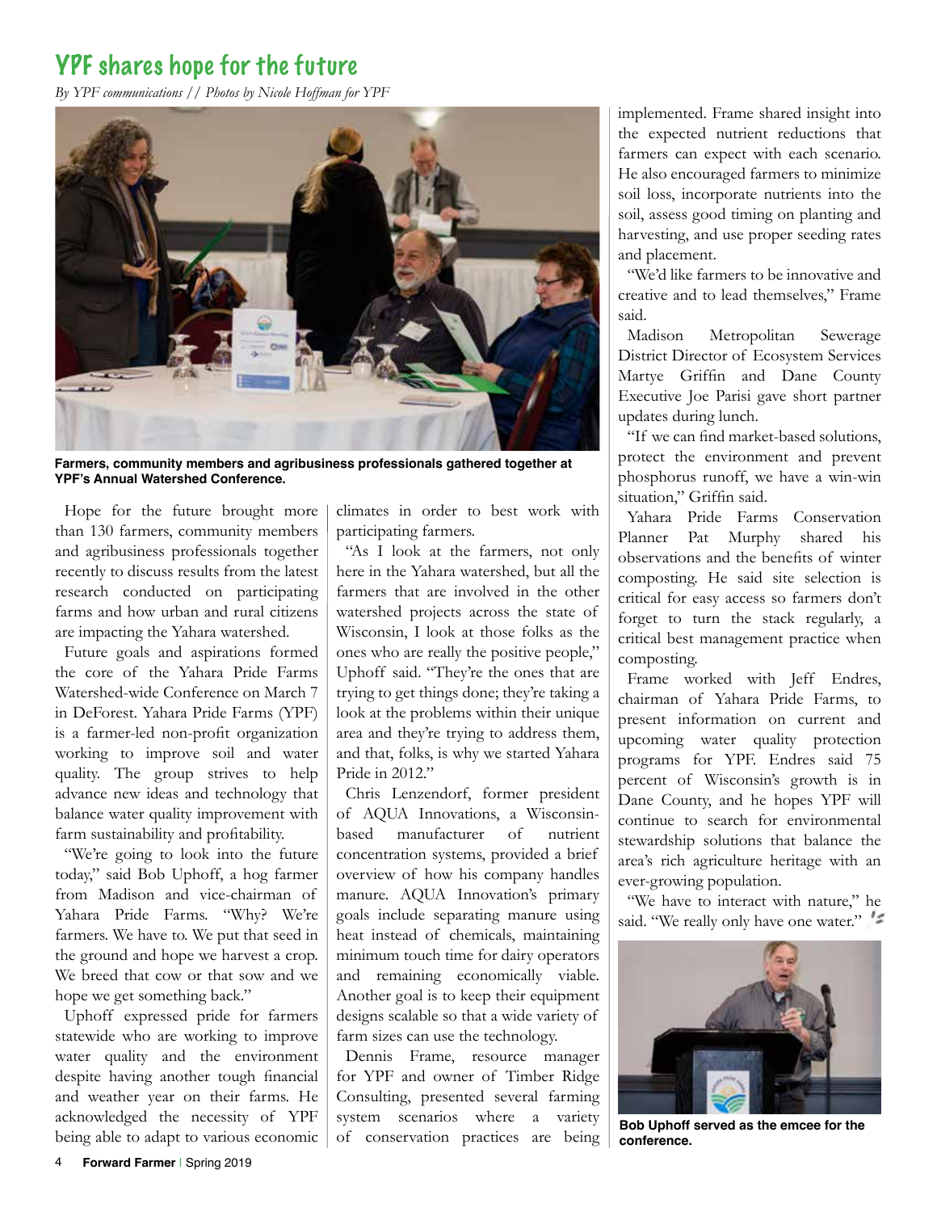# YPF shares hope for the future

*By YPF communications // Photos by Nicole Hoffman for YPF*

**Farmers, community members and agribusiness professionals gathered together at YPF's Annual Watershed Conference.**

Hope for the future brought more than 130 farmers, community members and agribusiness professionals together recently to discuss results from the latest research conducted on participating farms and how urban and rural citizens are impacting the Yahara watershed.

Future goals and aspirations formed the core of the Yahara Pride Farms Watershed-wide Conference on March 7 in DeForest. Yahara Pride Farms (YPF) is a farmer-led non-profit organization working to improve soil and water quality. The group strives to help advance new ideas and technology that balance water quality improvement with farm sustainability and profitability.

"We're going to look into the future today," said Bob Uphoff, a hog farmer from Madison and vice-chairman of Yahara Pride Farms. "Why? We're farmers. We have to. We put that seed in the ground and hope we harvest a crop. We breed that cow or that sow and we hope we get something back."

Uphoff expressed pride for farmers statewide who are working to improve water quality and the environment despite having another tough financial and weather year on their farms. He acknowledged the necessity of YPF being able to adapt to various economic climates in order to best work with participating farmers.

"As I look at the farmers, not only here in the Yahara watershed, but all the farmers that are involved in the other watershed projects across the state of Wisconsin, I look at those folks as the ones who are really the positive people," Uphoff said. "They're the ones that are trying to get things done; they're taking a look at the problems within their unique area and they're trying to address them, and that, folks, is why we started Yahara Pride in 2012."

Chris Lenzendorf, former president of AQUA Innovations, a Wisconsin-based manufacturer of nutrient concentration systems, provided a brief overview of how his company handles manure. AQUA Innovation's primary goals include separating manure using heat instead of chemicals, maintaining minimum touch time for dairy operators and remaining economically viable. Another goal is to keep their equipment designs scalable so that a wide variety of farm sizes can use the technology.

Dennis Frame, resource manager for YPF and owner of Timber Ridge Consulting, presented several farming system scenarios where a variety of conservation practices are being implemented. Frame shared insight into the expected nutrient reductions that farmers can expect with each scenario. He also encouraged farmers to minimize soil loss, incorporate nutrients into the soil, assess good timing on planting and harvesting, and use proper seeding rates and placement.

"We'd like farmers to be innovative and creative and to lead themselves," Frame said.

Madison Metropolitan Sewerage District Director of Ecosystem Services Martye Griffin and Dane County Executive Joe Parisi gave short partner updates during lunch.

"If we can find market-based solutions, protect the environment and prevent phosphorus runoff, we have a win-win situation," Griffin said.

Yahara Pride Farms Conservation Planner Pat Murphy shared his observations and the benefits of winter composting. He said site selection is critical for easy access so farmers don't forget to turn the stack regularly, a critical best management practice when composting.

Frame worked with Jeff Endres, chairman of Yahara Pride Farms, to present information on current and upcoming water quality protection programs for YPF. Endres said 75 percent of Wisconsin's growth is in Dane County, and he hopes YPF will continue to search for environmental stewardship solutions that balance the area's rich agriculture heritage with an ever-growing population.

"We have to interact with nature," he said. "We really only have one water."

**Bob Uphoff served as the emcee for the conference.**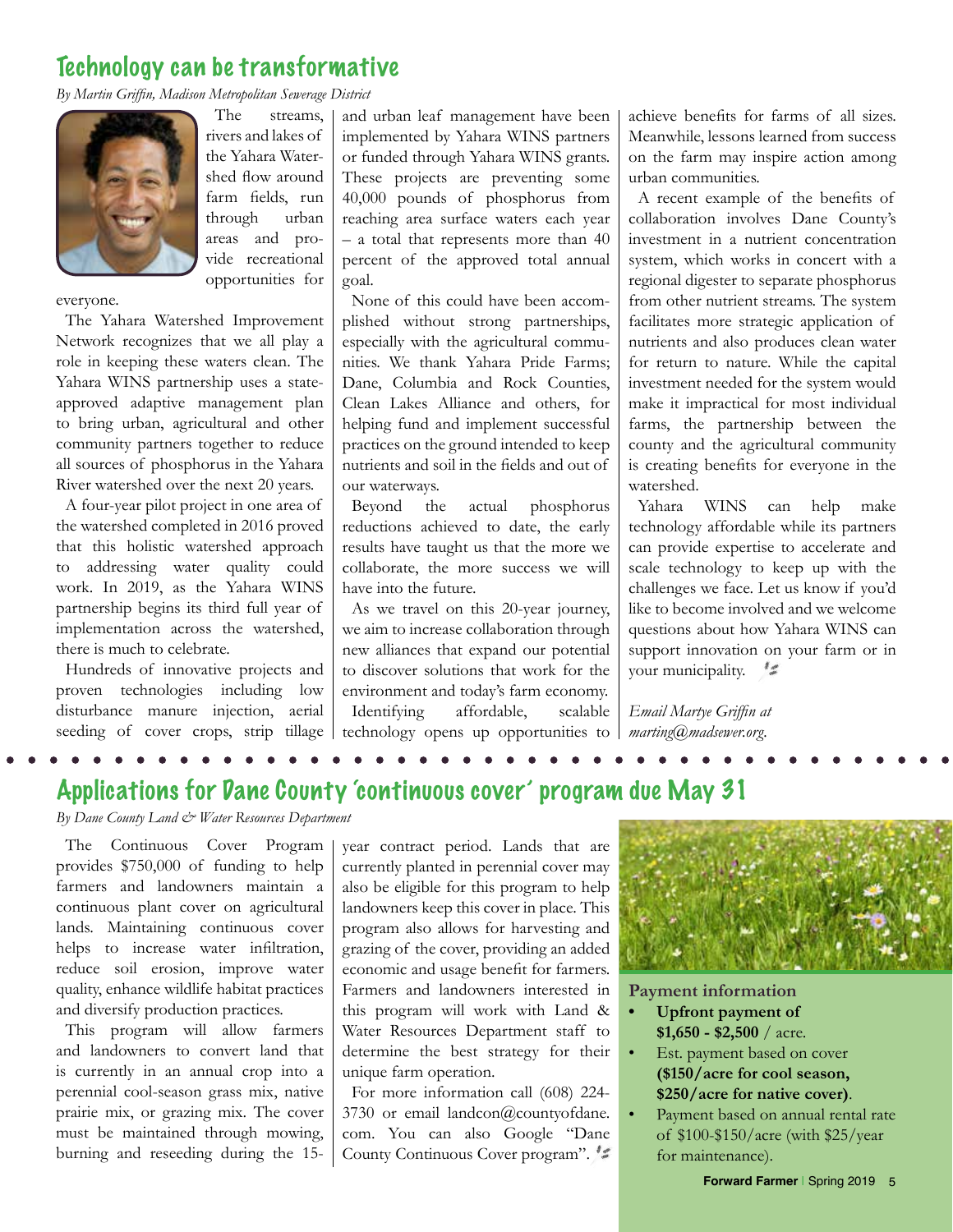## Technology can be transformative

*By Martin Griffin, Madison Metropolitan Sewerage District*

The streams, rivers and lakes of the Yahara Watershed flow around farm fields, run through urban areas and provide recreational opportunities for everyone.

The Yahara Watershed Improvement Network recognizes that we all play a role in keeping these waters clean. The Yahara WINS partnership uses a state-approved adaptive management plan to bring urban, agricultural and other community partners together to reduce all sources of phosphorus in the Yahara River watershed over the next 20 years.

A four-year pilot project in one area of the watershed completed in 2016 proved that this holistic watershed approach to addressing water quality could work. In 2019, as the Yahara WINS partnership begins its third full year of implementation across the watershed, there is much to celebrate.

Hundreds of innovative projects and proven technologies including low disturbance manure injection, aerial seeding of cover crops, strip tillage and urban leaf management have been implemented by Yahara WINS partners or funded through Yahara WINS grants. These projects are preventing some 40,000 pounds of phosphorus from reaching area surface waters each year – a total that represents more than 40 percent of the approved total annual goal.

None of this could have been accomplished without strong partnerships, especially with the agricultural communities. We thank Yahara Pride Farms; Dane, Columbia and Rock Counties, Clean Lakes Alliance and others, for helping fund and implement successful practices on the ground intended to keep nutrients and soil in the fields and out of our waterways.

Beyond the actual phosphorus reductions achieved to date, the early results have taught us that the more we collaborate, the more success we will have into the future.

As we travel on this 20-year journey, we aim to increase collaboration through new alliances that expand our potential to discover solutions that work for the environment and today's farm economy.

Identifying affordable, scalable technology opens up opportunities to achieve benefits for farms of all sizes. Meanwhile, lessons learned from success on the farm may inspire action among urban communities.

A recent example of the benefits of collaboration involves Dane County's investment in a nutrient concentration system, which works in concert with a regional digester to separate phosphorus from other nutrient streams. The system facilitates more strategic application of nutrients and also produces clean water for return to nature. While the capital investment needed for the system would make it impractical for most individual farms, the partnership between the county and the agricultural community is creating benefits for everyone in the watershed.

Yahara WINS can help make technology affordable while its partners can provide expertise to accelerate and scale technology to keep up with the challenges we face. Let us know if you'd like to become involved and we welcome questions about how Yahara WINS can support innovation on your farm or in your municipality.

*Email Martye Griffin at marting@madsewer.org.*

## Applications for Dane County 'continuous cover' program due May 31

*By Dane County Land & Water Resources Department*

The Continuous Cover Program provides $750,000 of funding to help farmers and landowners maintain a continuous plant cover on agricultural lands. Maintaining continuous cover helps to increase water infiltration, reduce soil erosion, improve water quality, enhance wildlife habitat practices and diversify production practices.

This program will allow farmers and landowners to convert land that is currently in an annual crop into a perennial cool-season grass mix, native prairie mix, or grazing mix. The cover must be maintained through mowing, burning and reseeding during the 15-year contract period. Lands that are currently planted in perennial cover may also be eligible for this program to help landowners keep this cover in place. This program also allows for harvesting and grazing of the cover, providing an added economic and usage benefit for farmers. Farmers and landowners interested in this program will work with Land & Water Resources Department staff to determine the best strategy for their unique farm operation.

For more information call (608) 224-3730 or email landcon@countyofdane.com. You can also Google "Dane County Continuous Cover program".

### Payment information

- **Upfront payment of $1,650 - $2,500** / acre.
- Est. payment based on cover **($150/acre for cool season, $250/acre for native cover)**.
- Payment based on annual rental rate of $100-$150/acre (with $25/year for maintenance).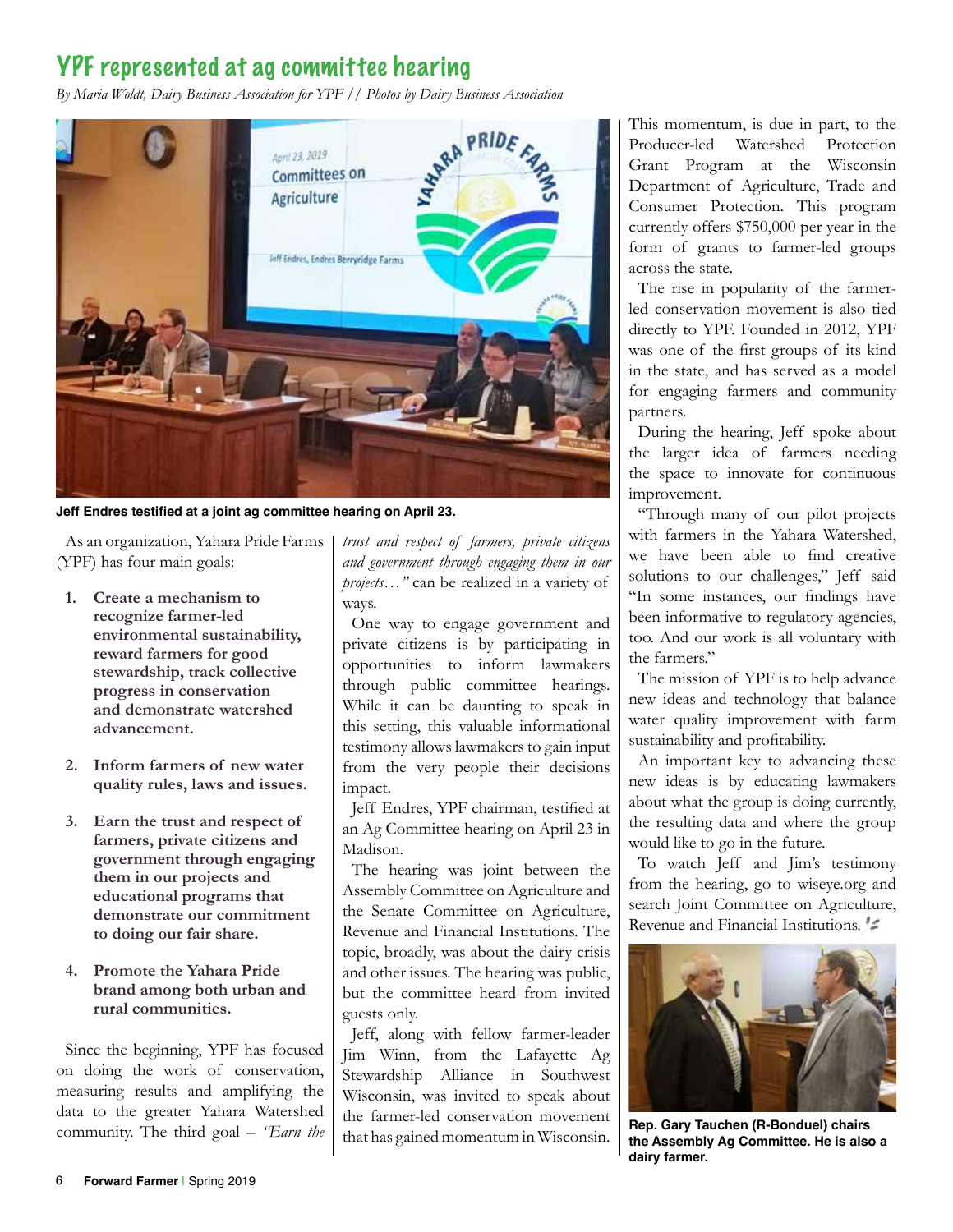# YPF represented at ag committee hearing

*By Maria Woldt, Dairy Business Association for YPF // Photos by Dairy Business Association*

**Jeff Endres testified at a joint ag committee hearing on April 23.**

As an organization, Yahara Pride Farms (YPF) has four main goals:

1. **Create a mechanism to recognize farmer-led environmental sustainability, reward farmers for good stewardship, track collective progress in conservation and demonstrate watershed advancement.**
2. **Inform farmers of new water quality rules, laws and issues.**
3. **Earn the trust and respect of farmers, private citizens and government through engaging them in our projects and educational programs that demonstrate our commitment to doing our fair share.**
4. **Promote the Yahara Pride brand among both urban and rural communities.**

Since the beginning, YPF has focused on doing the work of conservation, measuring results and amplifying the data to the greater Yahara Watershed community. The third goal – *"Earn the trust and respect of farmers, private citizens and government through engaging them in our projects…"* can be realized in a variety of ways.

One way to engage government and private citizens is by participating in opportunities to inform lawmakers through public committee hearings. While it can be daunting to speak in this setting, this valuable informational testimony allows lawmakers to gain input from the very people their decisions impact.

Jeff Endres, YPF chairman, testified at an Ag Committee hearing on April 23 in Madison.

The hearing was joint between the Assembly Committee on Agriculture and the Senate Committee on Agriculture, Revenue and Financial Institutions. The topic, broadly, was about the dairy crisis and other issues. The hearing was public, but the committee heard from invited guests only.

Jeff, along with fellow farmer-leader Jim Winn, from the Lafayette Ag Stewardship Alliance in Southwest Wisconsin, was invited to speak about the farmer-led conservation movement that has gained momentum in Wisconsin.

This momentum, is due in part, to the Producer-led Watershed Protection Grant Program at the Wisconsin Department of Agriculture, Trade and Consumer Protection. This program currently offers $750,000 per year in the form of grants to farmer-led groups across the state.

The rise in popularity of the farmer-led conservation movement is also tied directly to YPF. Founded in 2012, YPF was one of the first groups of its kind in the state, and has served as a model for engaging farmers and community partners.

During the hearing, Jeff spoke about the larger idea of farmers needing the space to innovate for continuous improvement.

"Through many of our pilot projects with farmers in the Yahara Watershed, we have been able to find creative solutions to our challenges," Jeff said "In some instances, our findings have been informative to regulatory agencies, too. And our work is all voluntary with the farmers."

The mission of YPF is to help advance new ideas and technology that balance water quality improvement with farm sustainability and profitability.

An important key to advancing these new ideas is by educating lawmakers about what the group is doing currently, the resulting data and where the group would like to go in the future.

To watch Jeff and Jim's testimony from the hearing, go to wiseye.org and search Joint Committee on Agriculture, Revenue and Financial Institutions.

**Rep. Gary Tauchen (R-Bonduel) chairs the Assembly Ag Committee. He is also a dairy farmer.**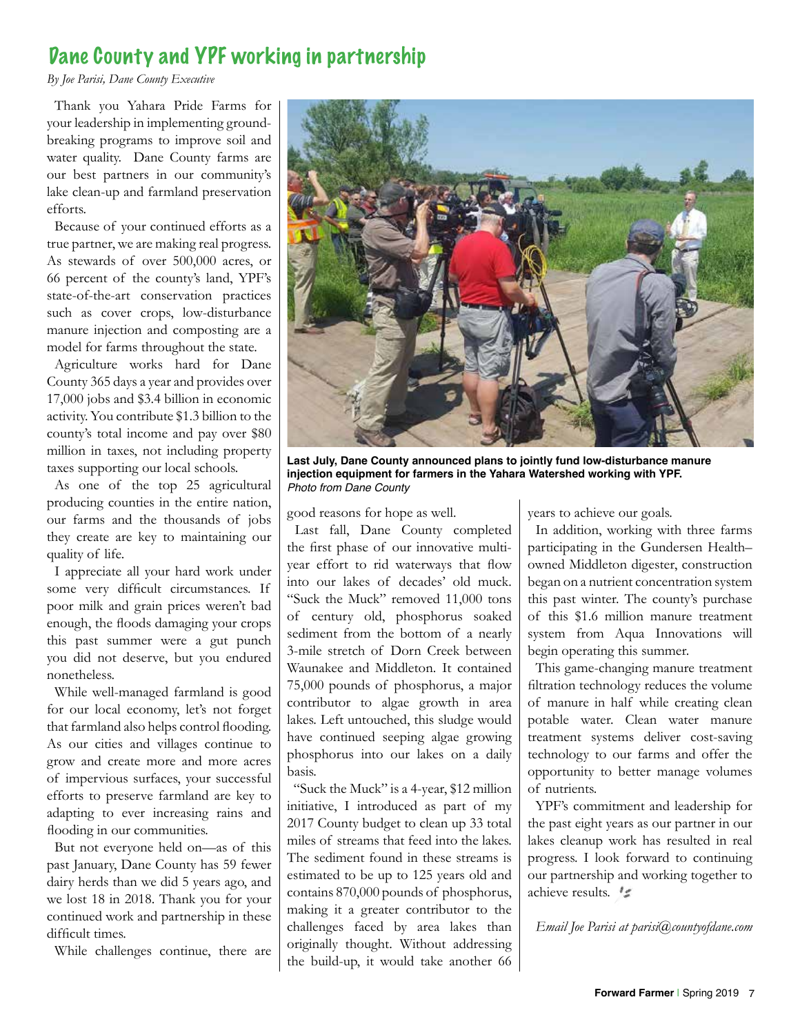# Dane County and YPF working in partnership

*By Joe Parisi, Dane County Executive*

Thank you Yahara Pride Farms for your leadership in implementing ground-breaking programs to improve soil and water quality. Dane County farms are our best partners in our community's lake clean-up and farmland preservation efforts.

Because of your continued efforts as a true partner, we are making real progress. As stewards of over 500,000 acres, or 66 percent of the county's land, YPF's state-of-the-art conservation practices such as cover crops, low-disturbance manure injection and composting are a model for farms throughout the state.

Agriculture works hard for Dane County 365 days a year and provides over 17,000 jobs and $3.4 billion in economic activity. You contribute $1.3 billion to the county's total income and pay over $80 million in taxes, not including property taxes supporting our local schools.

As one of the top 25 agricultural producing counties in the entire nation, our farms and the thousands of jobs they create are key to maintaining our quality of life.

I appreciate all your hard work under some very difficult circumstances. If poor milk and grain prices weren't bad enough, the floods damaging your crops this past summer were a gut punch you did not deserve, but you endured nonetheless.

While well-managed farmland is good for our local economy, let's not forget that farmland also helps control flooding. As our cities and villages continue to grow and create more and more acres of impervious surfaces, your successful efforts to preserve farmland are key to adapting to ever increasing rains and flooding in our communities.

But not everyone held on—as of this past January, Dane County has 59 fewer dairy herds than we did 5 years ago, and we lost 18 in 2018. Thank you for your continued work and partnership in these difficult times.

While challenges continue, there are good reasons for hope as well.

**Last July, Dane County announced plans to jointly fund low-disturbance manure injection equipment for farmers in the Yahara Watershed working with YPF.**
*Photo from Dane County*

Last fall, Dane County completed the first phase of our innovative multi-year effort to rid waterways that flow into our lakes of decades' old muck. "Suck the Muck" removed 11,000 tons of century old, phosphorus soaked sediment from the bottom of a nearly 3-mile stretch of Dorn Creek between Waunakee and Middleton. It contained 75,000 pounds of phosphorus, a major contributor to algae growth in area lakes. Left untouched, this sludge would have continued seeping algae growing phosphorus into our lakes on a daily basis.

"Suck the Muck" is a 4-year, $12 million initiative, I introduced as part of my 2017 County budget to clean up 33 total miles of streams that feed into the lakes. The sediment found in these streams is estimated to be up to 125 years old and contains 870,000 pounds of phosphorus, making it a greater contributor to the challenges faced by area lakes than originally thought. Without addressing the build-up, it would take another 66 years to achieve our goals.

In addition, working with three farms participating in the Gundersen Health–owned Middleton digester, construction began on a nutrient concentration system this past winter. The county's purchase of this $1.6 million manure treatment system from Aqua Innovations will begin operating this summer.

This game-changing manure treatment filtration technology reduces the volume of manure in half while creating clean potable water. Clean water manure treatment systems deliver cost-saving technology to our farms and offer the opportunity to better manage volumes of nutrients.

YPF's commitment and leadership for the past eight years as our partner in our lakes cleanup work has resulted in real progress. I look forward to continuing our partnership and working together to achieve results.

*Email Joe Parisi at parisi@countyofdane.com*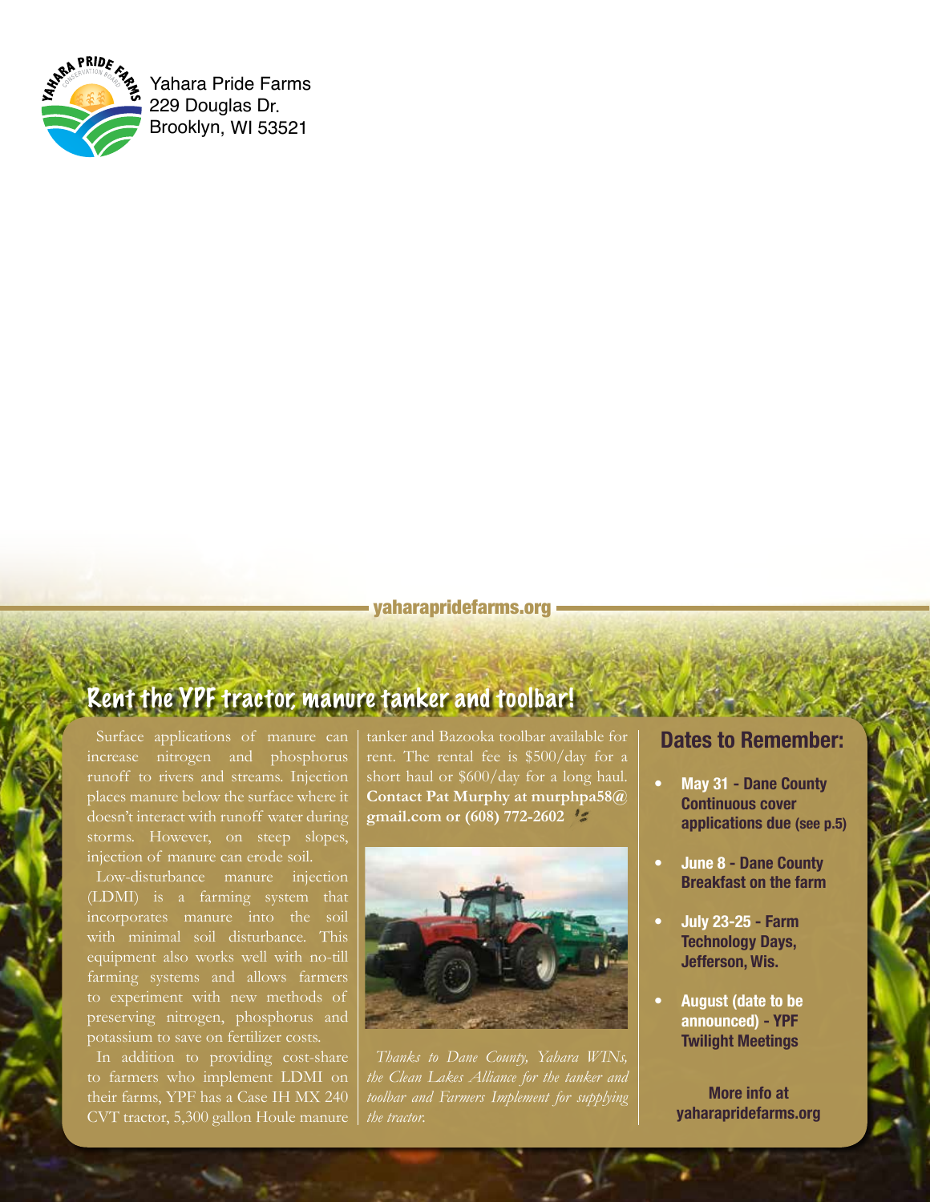Yahara Pride Farms
229 Douglas Dr.
Brooklyn, WI 53521

yaharapridefarms.org

## Rent the YPF tractor, manure tanker and toolbar!

Surface applications of manure can increase nitrogen and phosphorus runoff to rivers and streams. Injection places manure below the surface where it doesn't interact with runoff water during storms. However, on steep slopes, injection of manure can erode soil.

Low-disturbance manure injection (LDMI) is a farming system that incorporates manure into the soil with minimal soil disturbance. This equipment also works well with no-till farming systems and allows farmers to experiment with new methods of preserving nitrogen, phosphorus and potassium to save on fertilizer costs.

In addition to providing cost-share to farmers who implement LDMI on their farms, YPF has a Case IH MX 240 CVT tractor, 5,300 gallon Houle manure tanker and Bazooka toolbar available for rent. The rental fee is $500/day for a short haul or $600/day for a long haul. **Contact Pat Murphy at murphpa58@gmail.com or (608) 772-2602**

*Thanks to Dane County, Yahara WINs, the Clean Lakes Alliance for the tanker and toolbar and Farmers Implement for supplying the tractor.*

### Dates to Remember:

- **May 31 - Dane County Continuous cover applications due (see p.5)**
- **June 8 - Dane County Breakfast on the farm**
- **July 23-25 - Farm Technology Days, Jefferson, Wis.**
- **August (date to be announced) - YPF Twilight Meetings**

**More info at yaharapridefarms.org**